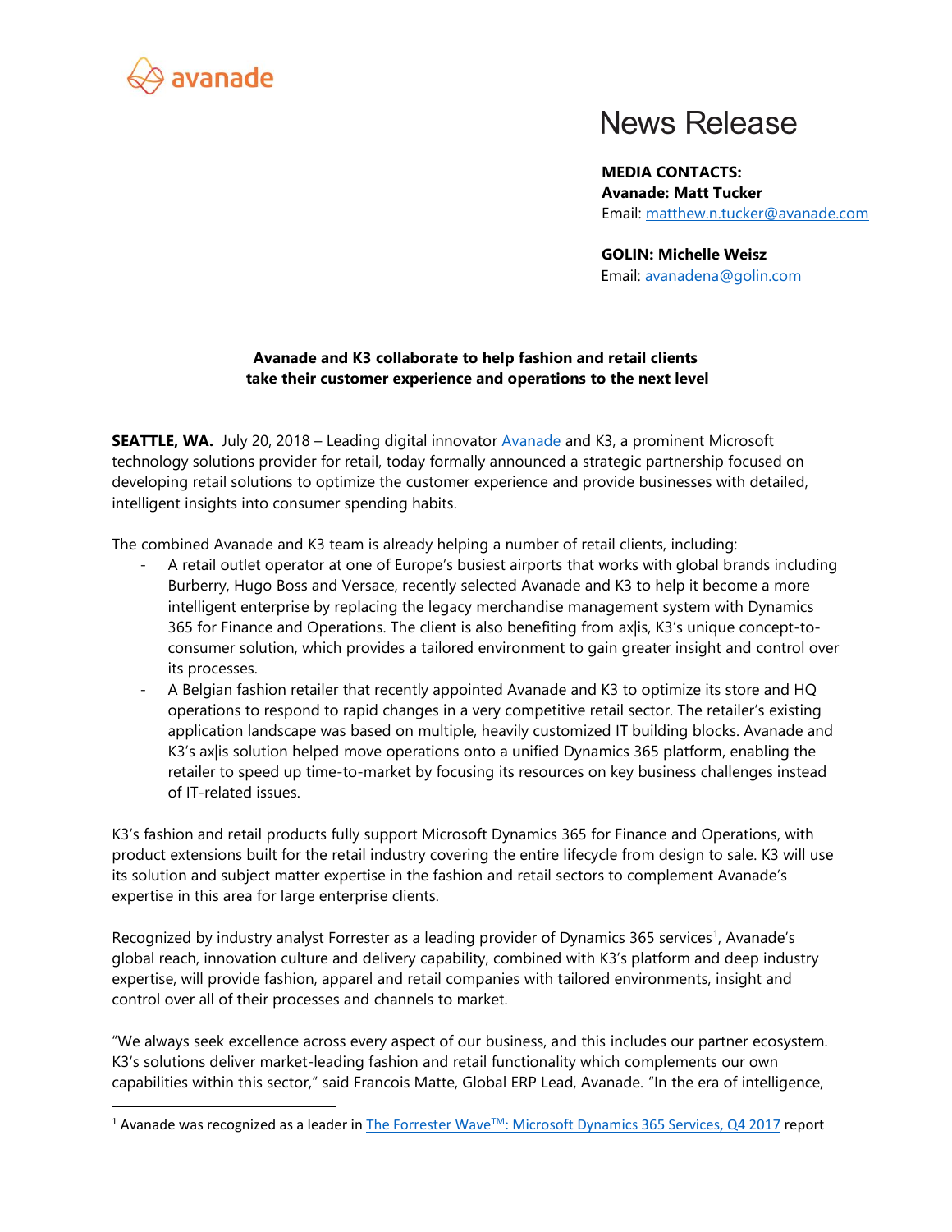avanade

# News Release

**MEDIA CONTACTS:**
**Avanade: Matt Tucker**
Email: matthew.n.tucker@avanade.com

**GOLIN: Michelle Weisz**
Email: avanadena@golin.com

**Avanade and K3 collaborate to help fashion and retail clients take their customer experience and operations to the next level**

**SEATTLE, WA.** July 20, 2018 – Leading digital innovator Avanade and K3, a prominent Microsoft technology solutions provider for retail, today formally announced a strategic partnership focused on developing retail solutions to optimize the customer experience and provide businesses with detailed, intelligent insights into consumer spending habits.

The combined Avanade and K3 team is already helping a number of retail clients, including:

- A retail outlet operator at one of Europe's busiest airports that works with global brands including Burberry, Hugo Boss and Versace, recently selected Avanade and K3 to help it become a more intelligent enterprise by replacing the legacy merchandise management system with Dynamics 365 for Finance and Operations. The client is also benefiting from ax|is, K3's unique concept-to-consumer solution, which provides a tailored environment to gain greater insight and control over its processes.
- A Belgian fashion retailer that recently appointed Avanade and K3 to optimize its store and HQ operations to respond to rapid changes in a very competitive retail sector. The retailer's existing application landscape was based on multiple, heavily customized IT building blocks. Avanade and K3's ax|is solution helped move operations onto a unified Dynamics 365 platform, enabling the retailer to speed up time-to-market by focusing its resources on key business challenges instead of IT-related issues.

K3's fashion and retail products fully support Microsoft Dynamics 365 for Finance and Operations, with product extensions built for the retail industry covering the entire lifecycle from design to sale. K3 will use its solution and subject matter expertise in the fashion and retail sectors to complement Avanade's expertise in this area for large enterprise clients.

Recognized by industry analyst Forrester as a leading provider of Dynamics 365 services[1], Avanade's global reach, innovation culture and delivery capability, combined with K3's platform and deep industry expertise, will provide fashion, apparel and retail companies with tailored environments, insight and control over all of their processes and channels to market.

"We always seek excellence across every aspect of our business, and this includes our partner ecosystem. K3's solutions deliver market-leading fashion and retail functionality which complements our own capabilities within this sector," said Francois Matte, Global ERP Lead, Avanade. "In the era of intelligence,

[1] Avanade was recognized as a leader in The Forrester Wave™: Microsoft Dynamics 365 Services, Q4 2017 report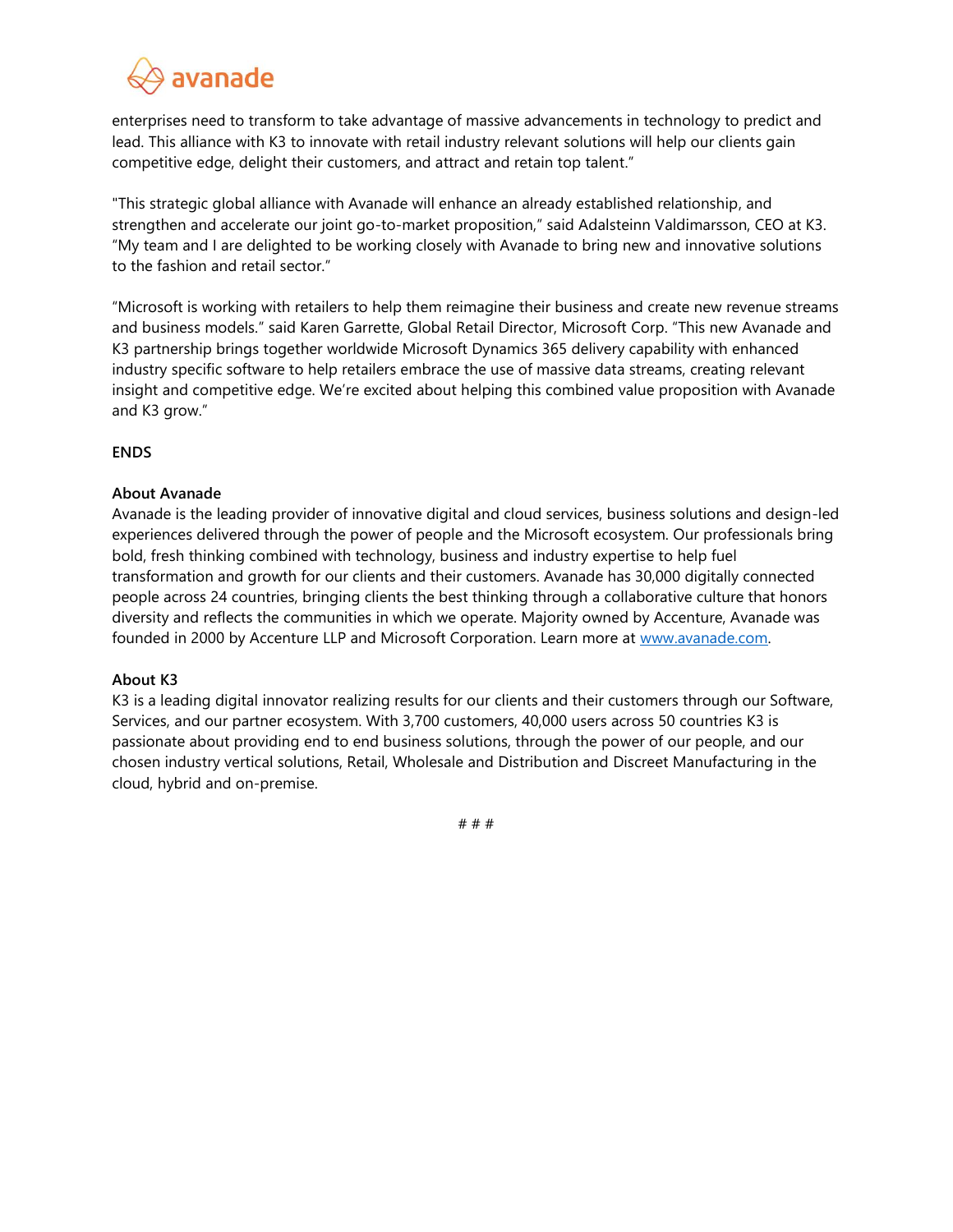enterprises need to transform to take advantage of massive advancements in technology to predict and lead. This alliance with K3 to innovate with retail industry relevant solutions will help our clients gain competitive edge, delight their customers, and attract and retain top talent."

"This strategic global alliance with Avanade will enhance an already established relationship, and strengthen and accelerate our joint go-to-market proposition," said Adalsteinn Valdimarsson, CEO at K3. "My team and I are delighted to be working closely with Avanade to bring new and innovative solutions to the fashion and retail sector."

"Microsoft is working with retailers to help them reimagine their business and create new revenue streams and business models." said Karen Garrette, Global Retail Director, Microsoft Corp. "This new Avanade and K3 partnership brings together worldwide Microsoft Dynamics 365 delivery capability with enhanced industry specific software to help retailers embrace the use of massive data streams, creating relevant insight and competitive edge. We're excited about helping this combined value proposition with Avanade and K3 grow."

**ENDS**

**About Avanade**
Avanade is the leading provider of innovative digital and cloud services, business solutions and design-led experiences delivered through the power of people and the Microsoft ecosystem. Our professionals bring bold, fresh thinking combined with technology, business and industry expertise to help fuel transformation and growth for our clients and their customers. Avanade has 30,000 digitally connected people across 24 countries, bringing clients the best thinking through a collaborative culture that honors diversity and reflects the communities in which we operate. Majority owned by Accenture, Avanade was founded in 2000 by Accenture LLP and Microsoft Corporation. Learn more at [www.avanade.com](http://www.avanade.com).

**About K3**
K3 is a leading digital innovator realizing results for our clients and their customers through our Software, Services, and our partner ecosystem. With 3,700 customers, 40,000 users across 50 countries K3 is passionate about providing end to end business solutions, through the power of our people, and our chosen industry vertical solutions, Retail, Wholesale and Distribution and Discreet Manufacturing in the cloud, hybrid and on-premise.

# # #